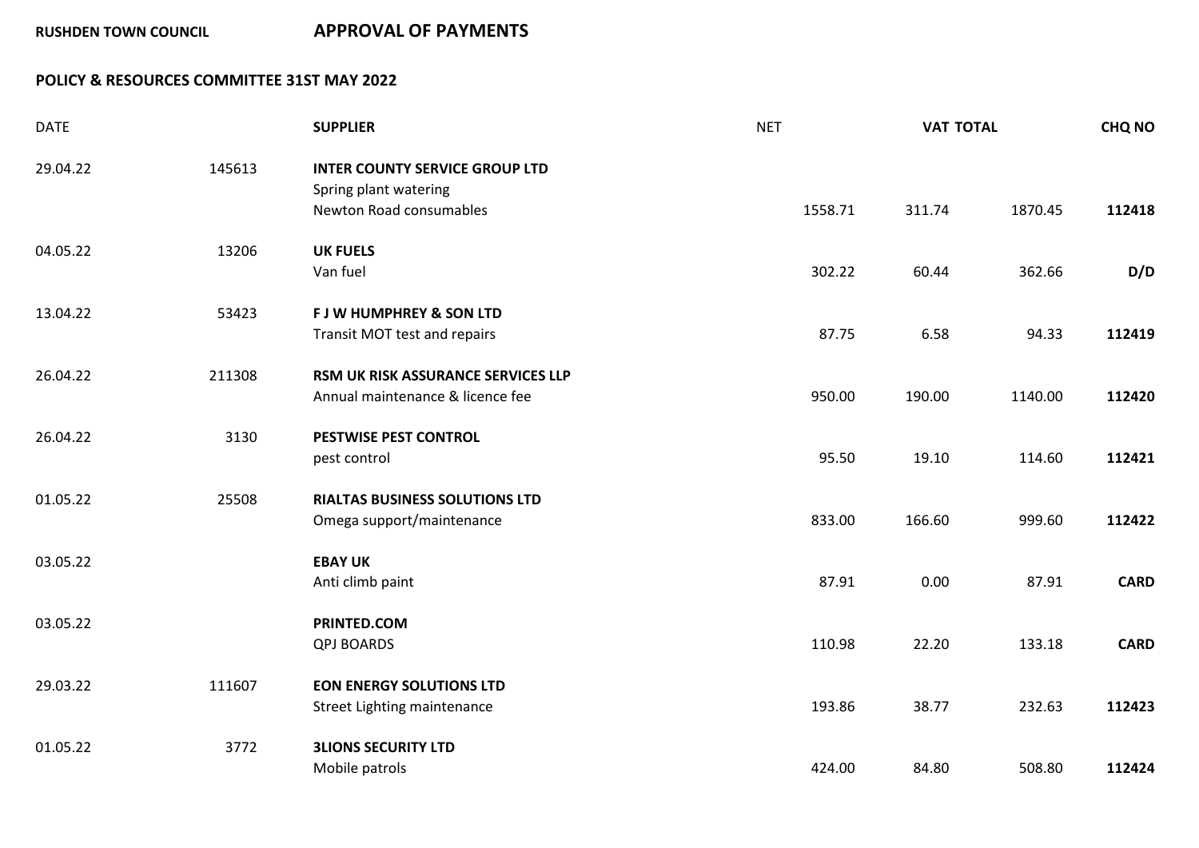**RUSHDEN TOWN COUNCIL** **APPROVAL OF PAYMENTS**

**POLICY & RESOURCES COMMITTEE 31ST MAY 2022**

| DATE | | SUPPLIER | NET | VAT | TOTAL | CHQ NO |
|---|---|---|---|---|---|---|
| 29.04.22 | 145613 | **INTER COUNTY SERVICE GROUP LTD**<br>Spring plant watering<br>Newton Road consumables | 1558.71 | 311.74 | 1870.45 | **112418** |
| 04.05.22 | 13206 | **UK FUELS**<br>Van fuel | 302.22 | 60.44 | 362.66 | **D/D** |
| 13.04.22 | 53423 | **F J W HUMPHREY & SON LTD**<br>Transit MOT test and repairs | 87.75 | 6.58 | 94.33 | **112419** |
| 26.04.22 | 211308 | **RSM UK RISK ASSURANCE SERVICES LLP**<br>Annual maintenance & licence fee | 950.00 | 190.00 | 1140.00 | **112420** |
| 26.04.22 | 3130 | **PESTWISE PEST CONTROL**<br>pest control | 95.50 | 19.10 | 114.60 | **112421** |
| 01.05.22 | 25508 | **RIALTAS BUSINESS SOLUTIONS LTD**<br>Omega support/maintenance | 833.00 | 166.60 | 999.60 | **112422** |
| 03.05.22 | | **EBAY UK**<br>Anti climb paint | 87.91 | 0.00 | 87.91 | **CARD** |
| 03.05.22 | | **PRINTED.COM**<br>QPJ BOARDS | 110.98 | 22.20 | 133.18 | **CARD** |
| 29.03.22 | 111607 | **EON ENERGY SOLUTIONS LTD**<br>Street Lighting maintenance | 193.86 | 38.77 | 232.63 | **112423** |
| 01.05.22 | 3772 | **3LIONS SECURITY LTD**<br>Mobile patrols | 424.00 | 84.80 | 508.80 | **112424** |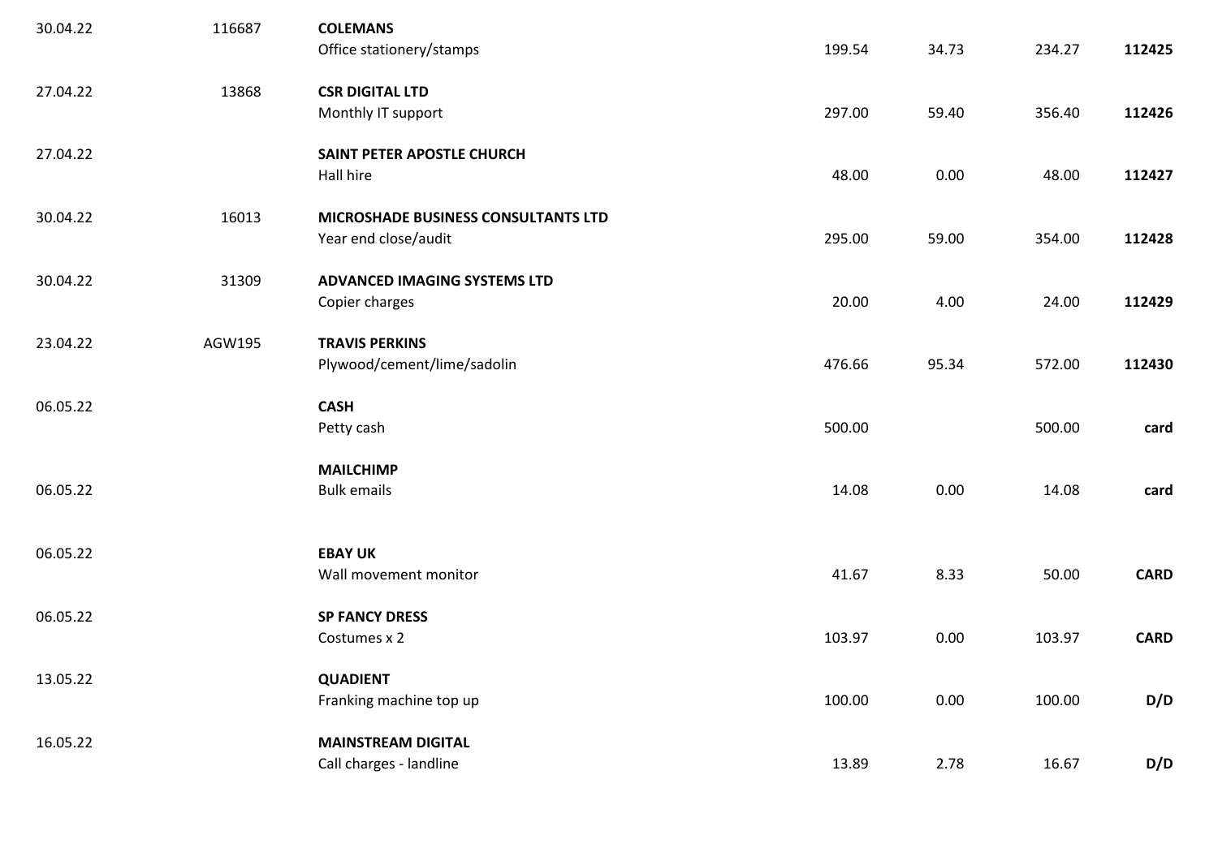| Date | Ref | Payee / Description | Net | VAT | Gross | Payment |
|---|---|---|---|---|---|---|
| 30.04.22 | 116687 | **COLEMANS**<br>Office stationery/stamps | 199.54 | 34.73 | 234.27 | **112425** |
| 27.04.22 | 13868 | **CSR DIGITAL LTD**<br>Monthly IT support | 297.00 | 59.40 | 356.40 | **112426** |
| 27.04.22 | | **SAINT PETER APOSTLE CHURCH**<br>Hall hire | 48.00 | 0.00 | 48.00 | **112427** |
| 30.04.22 | 16013 | **MICROSHADE BUSINESS CONSULTANTS LTD**<br>Year end close/audit | 295.00 | 59.00 | 354.00 | **112428** |
| 30.04.22 | 31309 | **ADVANCED IMAGING SYSTEMS LTD**<br>Copier charges | 20.00 | 4.00 | 24.00 | **112429** |
| 23.04.22 | AGW195 | **TRAVIS PERKINS**<br>Plywood/cement/lime/sadolin | 476.66 | 95.34 | 572.00 | **112430** |
| 06.05.22 | | **CASH**<br>Petty cash | 500.00 | | 500.00 | **card** |
| 06.05.22 | | **MAILCHIMP**<br>Bulk emails | 14.08 | 0.00 | 14.08 | **card** |
| 06.05.22 | | **EBAY UK**<br>Wall movement monitor | 41.67 | 8.33 | 50.00 | **CARD** |
| 06.05.22 | | **SP FANCY DRESS**<br>Costumes x 2 | 103.97 | 0.00 | 103.97 | **CARD** |
| 13.05.22 | | **QUADIENT**<br>Franking machine top up | 100.00 | 0.00 | 100.00 | **D/D** |
| 16.05.22 | | **MAINSTREAM DIGITAL**<br>Call charges - landline | 13.89 | 2.78 | 16.67 | **D/D** |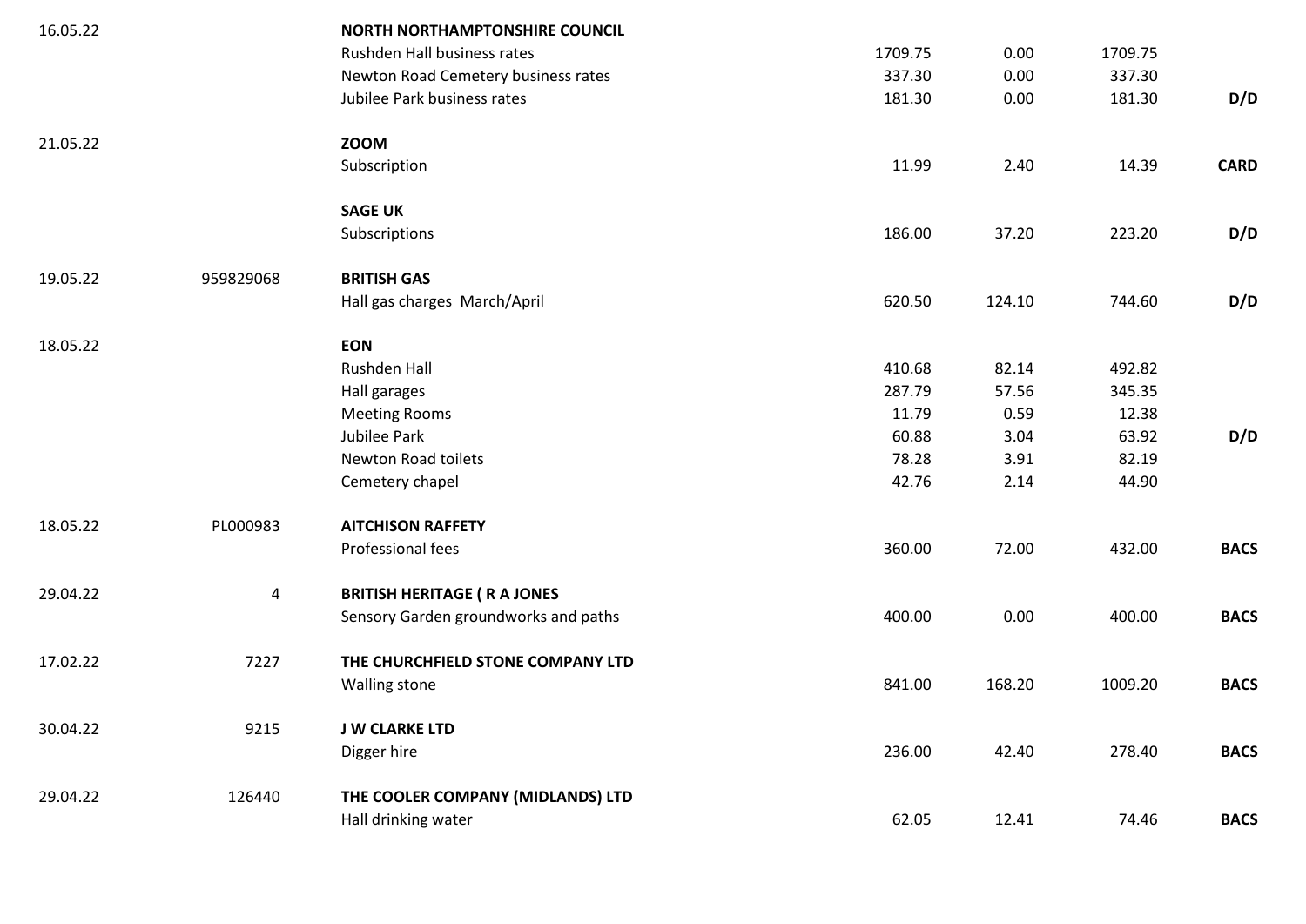| Date | Ref | Supplier / Description | Net | VAT | Gross | Method |
|---|---|---|---|---|---|---|
| 16.05.22 | | **NORTH NORTHAMPTONSHIRE COUNCIL** | | | | |
| | | Rushden Hall business rates | 1709.75 | 0.00 | 1709.75 | |
| | | Newton Road Cemetery business rates | 337.30 | 0.00 | 337.30 | |
| | | Jubilee Park business rates | 181.30 | 0.00 | 181.30 | **D/D** |
| 21.05.22 | | **ZOOM** | | | | |
| | | Subscription | 11.99 | 2.40 | 14.39 | **CARD** |
| | | **SAGE UK** | | | | |
| | | Subscriptions | 186.00 | 37.20 | 223.20 | **D/D** |
| 19.05.22 | 959829068 | **BRITISH GAS** | | | | |
| | | Hall gas charges March/April | 620.50 | 124.10 | 744.60 | **D/D** |
| 18.05.22 | | **EON** | | | | |
| | | Rushden Hall | 410.68 | 82.14 | 492.82 | |
| | | Hall garages | 287.79 | 57.56 | 345.35 | |
| | | Meeting Rooms | 11.79 | 0.59 | 12.38 | |
| | | Jubilee Park | 60.88 | 3.04 | 63.92 | **D/D** |
| | | Newton Road toilets | 78.28 | 3.91 | 82.19 | |
| | | Cemetery chapel | 42.76 | 2.14 | 44.90 | |
| 18.05.22 | PL000983 | **AITCHISON RAFFETY** | | | | |
| | | Professional fees | 360.00 | 72.00 | 432.00 | **BACS** |
| 29.04.22 | 4 | **BRITISH HERITAGE ( R A JONES** | | | | |
| | | Sensory Garden groundworks and paths | 400.00 | 0.00 | 400.00 | **BACS** |
| 17.02.22 | 7227 | **THE CHURCHFIELD STONE COMPANY LTD** | | | | |
| | | Walling stone | 841.00 | 168.20 | 1009.20 | **BACS** |
| 30.04.22 | 9215 | **J W CLARKE LTD** | | | | |
| | | Digger hire | 236.00 | 42.40 | 278.40 | **BACS** |
| 29.04.22 | 126440 | **THE COOLER COMPANY (MIDLANDS) LTD** | | | | |
| | | Hall drinking water | 62.05 | 12.41 | 74.46 | **BACS** |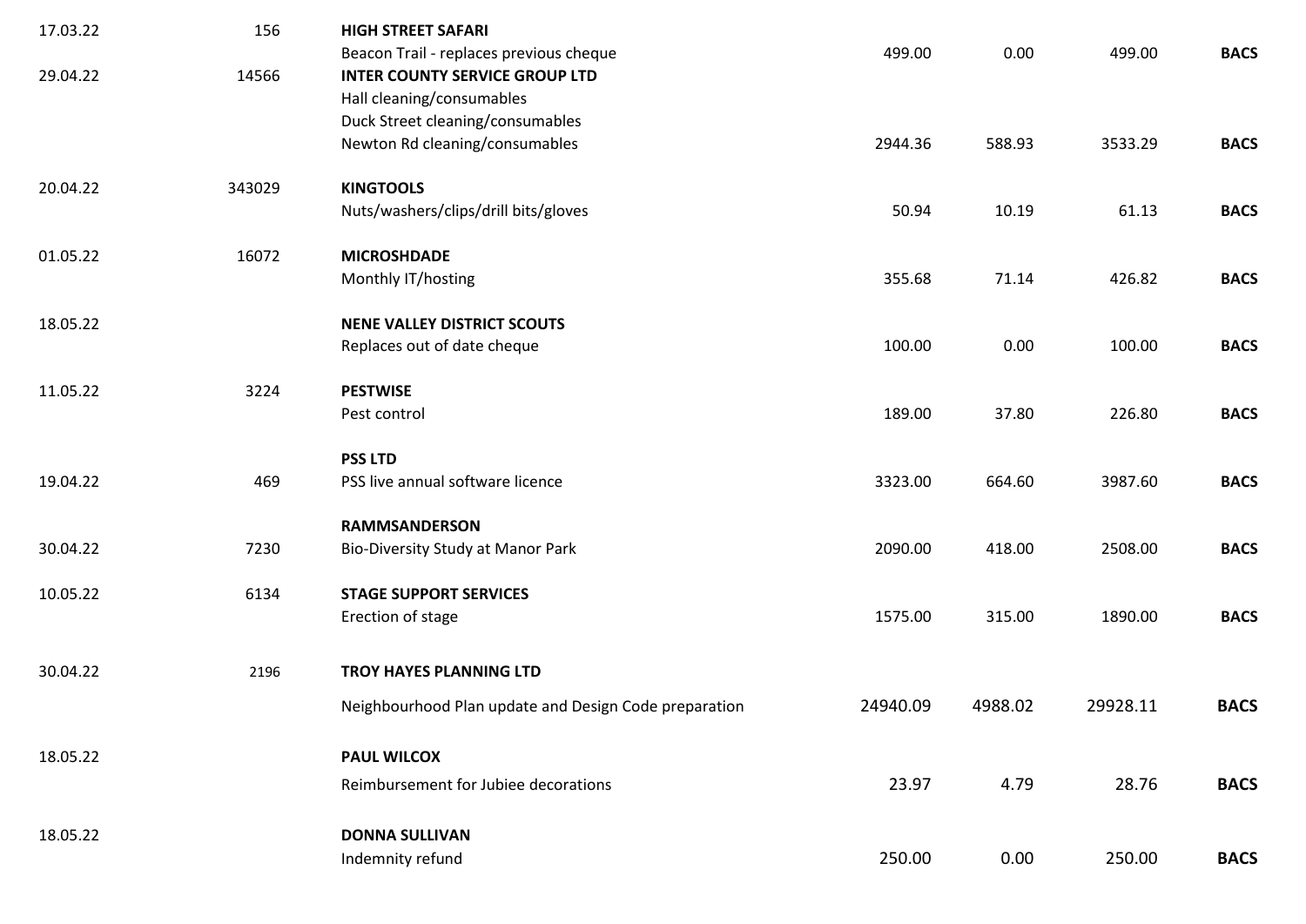| | | | | | | |
|---|---|---|---|---|---|---|
| 17.03.22 | 156 | **HIGH STREET SAFARI** | | | | |
| | | Beacon Trail - replaces previous cheque | 499.00 | 0.00 | 499.00 | **BACS** |
| 29.04.22 | 14566 | **INTER COUNTY SERVICE GROUP LTD** | | | | |
| | | Hall cleaning/consumables | | | | |
| | | Duck Street cleaning/consumables | | | | |
| | | Newton Rd cleaning/consumables | 2944.36 | 588.93 | 3533.29 | **BACS** |
| 20.04.22 | 343029 | **KINGTOOLS** | | | | |
| | | Nuts/washers/clips/drill bits/gloves | 50.94 | 10.19 | 61.13 | **BACS** |
| 01.05.22 | 16072 | **MICROSHDADE** | | | | |
| | | Monthly IT/hosting | 355.68 | 71.14 | 426.82 | **BACS** |
| 18.05.22 | | **NENE VALLEY DISTRICT SCOUTS** | | | | |
| | | Replaces out of date cheque | 100.00 | 0.00 | 100.00 | **BACS** |
| 11.05.22 | 3224 | **PESTWISE** | | | | |
| | | Pest control | 189.00 | 37.80 | 226.80 | **BACS** |
| | | **PSS LTD** | | | | |
| 19.04.22 | 469 | PSS live annual software licence | 3323.00 | 664.60 | 3987.60 | **BACS** |
| | | **RAMMSANDERSON** | | | | |
| 30.04.22 | 7230 | Bio-Diversity Study at Manor Park | 2090.00 | 418.00 | 2508.00 | **BACS** |
| 10.05.22 | 6134 | **STAGE SUPPORT SERVICES** | | | | |
| | | Erection of stage | 1575.00 | 315.00 | 1890.00 | **BACS** |
| 30.04.22 | 2196 | **TROY HAYES PLANNING LTD** | | | | |
| | | Neighbourhood Plan update and Design Code preparation | 24940.09 | 4988.02 | 29928.11 | **BACS** |
| 18.05.22 | | **PAUL WILCOX** | | | | |
| | | Reimbursement for Jubiee decorations | 23.97 | 4.79 | 28.76 | **BACS** |
| 18.05.22 | | **DONNA SULLIVAN** | | | | |
| | | Indemnity refund | 250.00 | 0.00 | 250.00 | **BACS** |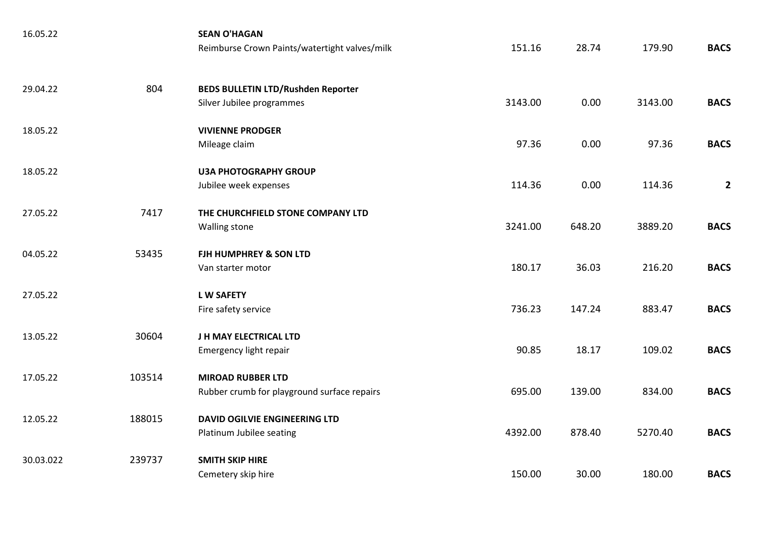| Date | Invoice No. | Payee / Description | Net | VAT | Total | Payment |
|---|---|---|---|---|---|---|
| 16.05.22 | | **SEAN O'HAGAN**<br>Reimburse Crown Paints/watertight valves/milk | 151.16 | 28.74 | 179.90 | **BACS** |
| 29.04.22 | 804 | **BEDS BULLETIN LTD/Rushden Reporter**<br>Silver Jubilee programmes | 3143.00 | 0.00 | 3143.00 | **BACS** |
| 18.05.22 | | **VIVIENNE PRODGER**<br>Mileage claim | 97.36 | 0.00 | 97.36 | **BACS** |
| 18.05.22 | | **U3A PHOTOGRAPHY GROUP**<br>Jubilee week expenses | 114.36 | 0.00 | 114.36 | **2** |
| 27.05.22 | 7417 | **THE CHURCHFIELD STONE COMPANY LTD**<br>Walling stone | 3241.00 | 648.20 | 3889.20 | **BACS** |
| 04.05.22 | 53435 | **FJH HUMPHREY & SON LTD**<br>Van starter motor | 180.17 | 36.03 | 216.20 | **BACS** |
| 27.05.22 | | **L W SAFETY**<br>Fire safety service | 736.23 | 147.24 | 883.47 | **BACS** |
| 13.05.22 | 30604 | **J H MAY ELECTRICAL LTD**<br>Emergency light repair | 90.85 | 18.17 | 109.02 | **BACS** |
| 17.05.22 | 103514 | **MIROAD RUBBER LTD**<br>Rubber crumb for playground surface repairs | 695.00 | 139.00 | 834.00 | **BACS** |
| 12.05.22 | 188015 | **DAVID OGILVIE ENGINEERING LTD**<br>Platinum Jubilee seating | 4392.00 | 878.40 | 5270.40 | **BACS** |
| 30.03.022 | 239737 | **SMITH SKIP HIRE**<br>Cemetery skip hire | 150.00 | 30.00 | 180.00 | **BACS** |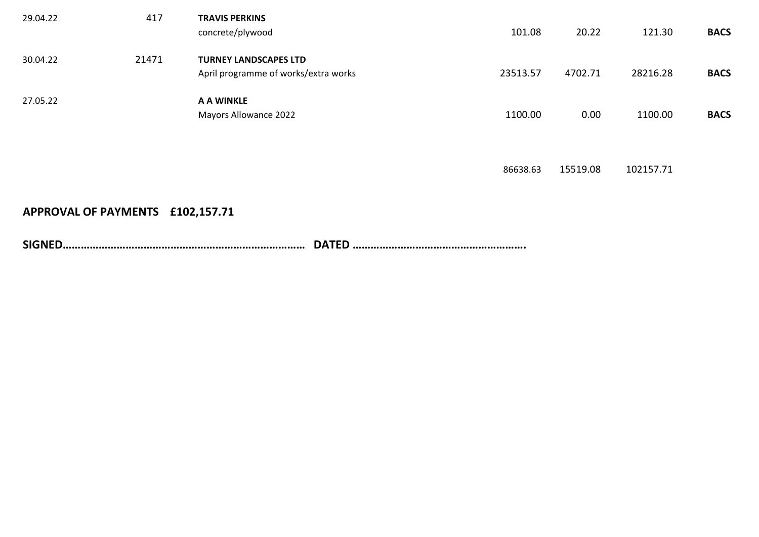| | | | | | | |
|---|---|---|---|---|---|---|
| 29.04.22 | 417 | **TRAVIS PERKINS**<br>concrete/plywood | 101.08 | 20.22 | 121.30 | **BACS** |
| 30.04.22 | 21471 | **TURNEY LANDSCAPES LTD**<br>April programme of works/extra works | 23513.57 | 4702.71 | 28216.28 | **BACS** |
| 27.05.22 | | **A A WINKLE**<br>Mayors Allowance 2022 | 1100.00 | 0.00 | 1100.00 | **BACS** |
| | | | 86638.63 | 15519.08 | 102157.71 | |

**APPROVAL OF PAYMENTS £102,157.71**

**SIGNED…………………………………………………………………… DATED ………………………………………………….**